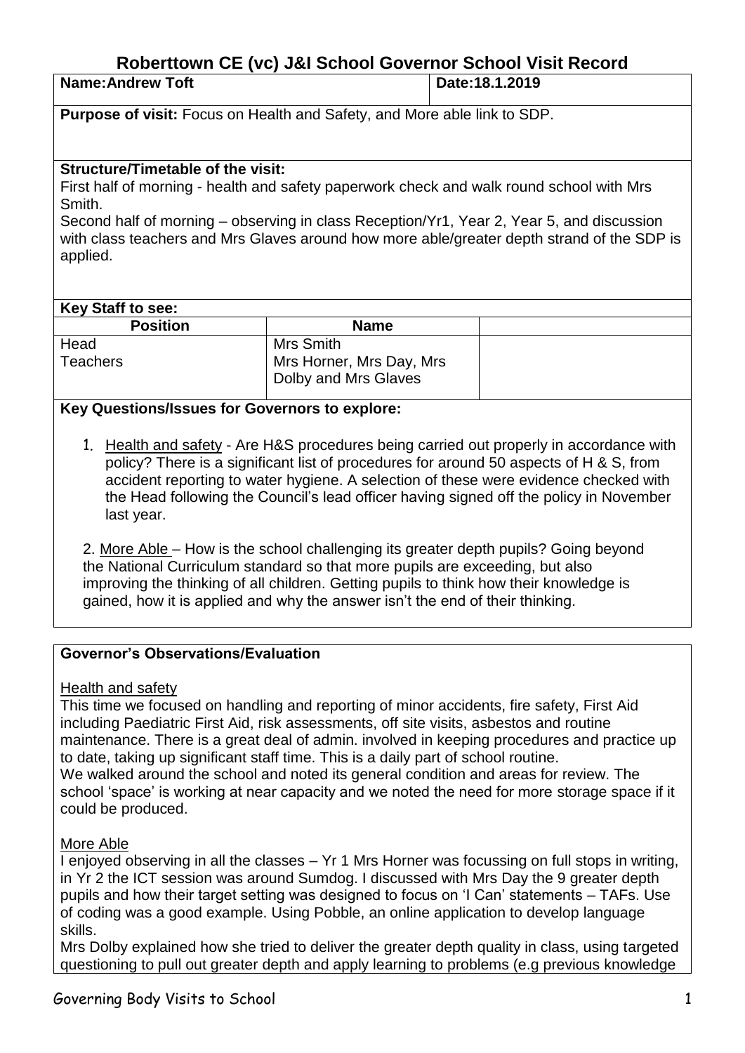# Roberttown CE (vc) J&I School Governor School Visit Record

| **Name:** Andrew Toft | **Date:** 18.1.2019 |
|---|---|

**Purpose of visit:** Focus on Health and Safety, and More able link to SDP.

**Structure/Timetable of the visit:**
First half of morning - health and safety paperwork check and walk round school with Mrs Smith.
Second half of morning – observing in class Reception/Yr1, Year 2, Year 5, and discussion with class teachers and Mrs Glaves around how more able/greater depth strand of the SDP is applied.

**Key Staff to see:**

| Position | Name | |
|---|---|---|
| Head<br>Teachers | Mrs Smith<br>Mrs Horner, Mrs Day, Mrs Dolby and Mrs Glaves | |

**Key Questions/Issues for Governors to explore:**

1. Health and safety - Are H&S procedures being carried out properly in accordance with policy? There is a significant list of procedures for around 50 aspects of H & S, from accident reporting to water hygiene. A selection of these were evidence checked with the Head following the Council's lead officer having signed off the policy in November last year.

2. More Able – How is the school challenging its greater depth pupils? Going beyond the National Curriculum standard so that more pupils are exceeding, but also improving the thinking of all children. Getting pupils to think how their knowledge is gained, how it is applied and why the answer isn't the end of their thinking.

**Governor's Observations/Evaluation**

Health and safety
This time we focused on handling and reporting of minor accidents, fire safety, First Aid including Paediatric First Aid, risk assessments, off site visits, asbestos and routine maintenance. There is a great deal of admin. involved in keeping procedures and practice up to date, taking up significant staff time. This is a daily part of school routine.
We walked around the school and noted its general condition and areas for review. The school 'space' is working at near capacity and we noted the need for more storage space if it could be produced.

More Able
I enjoyed observing in all the classes – Yr 1 Mrs Horner was focussing on full stops in writing, in Yr 2 the ICT session was around Sumdog. I discussed with Mrs Day the 9 greater depth pupils and how their target setting was designed to focus on 'I Can' statements – TAFs. Use of coding was a good example. Using Pobble, an online application to develop language skills.
Mrs Dolby explained how she tried to deliver the greater depth quality in class, using targeted questioning to pull out greater depth and apply learning to problems (e.g previous knowledge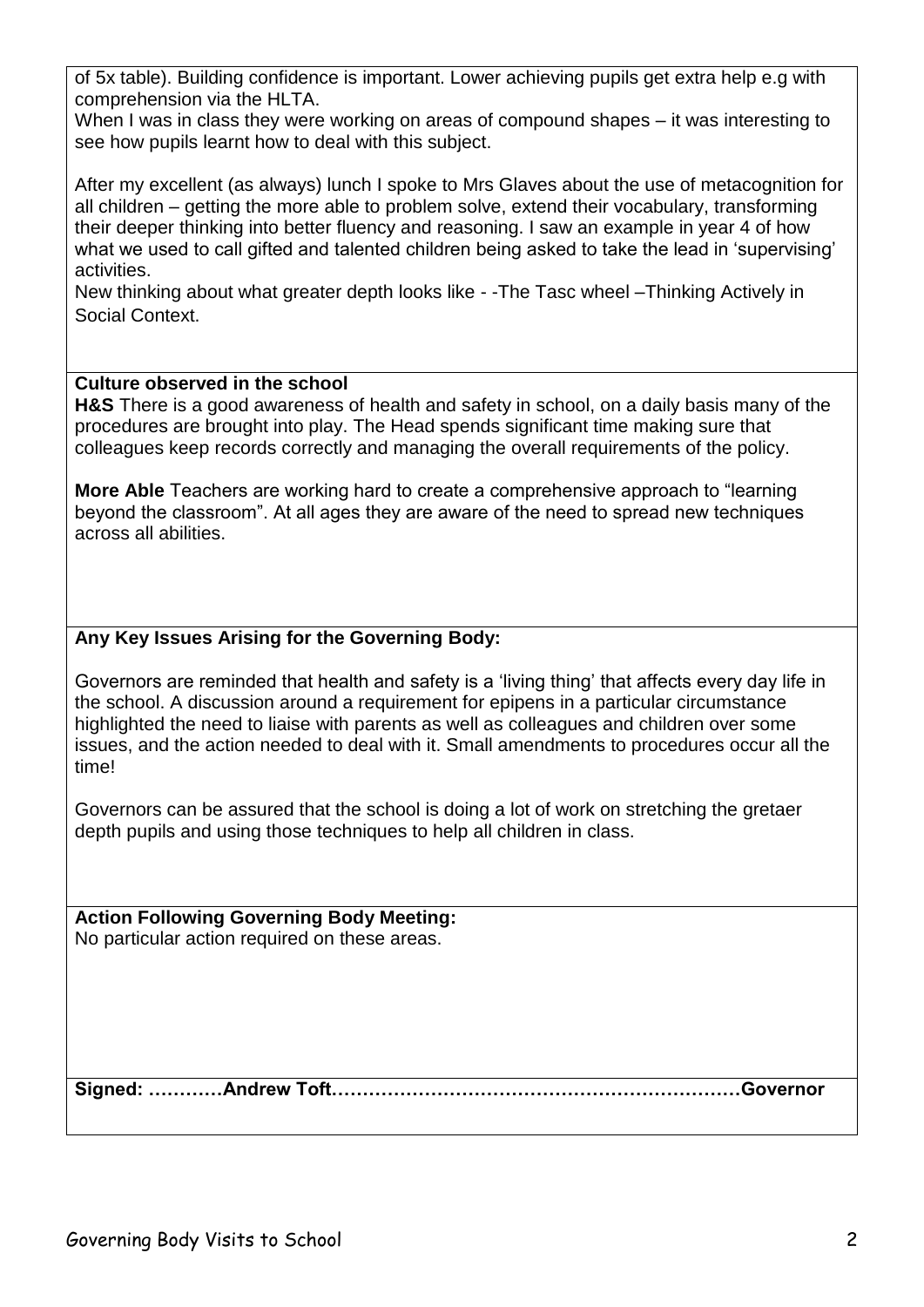of 5x table). Building confidence is important. Lower achieving pupils get extra help e.g with comprehension via the HLTA.
When I was in class they were working on areas of compound shapes – it was interesting to see how pupils learnt how to deal with this subject.

After my excellent (as always) lunch I spoke to Mrs Glaves about the use of metacognition for all children – getting the more able to problem solve, extend their vocabulary, transforming their deeper thinking into better fluency and reasoning. I saw an example in year 4 of how what we used to call gifted and talented children being asked to take the lead in 'supervising' activities.
New thinking about what greater depth looks like - -The Tasc wheel –Thinking Actively in Social Context.

**Culture observed in the school**

**H&S** There is a good awareness of health and safety in school, on a daily basis many of the procedures are brought into play. The Head spends significant time making sure that colleagues keep records correctly and managing the overall requirements of the policy.

**More Able** Teachers are working hard to create a comprehensive approach to "learning beyond the classroom". At all ages they are aware of the need to spread new techniques across all abilities.

**Any Key Issues Arising for the Governing Body:**

Governors are reminded that health and safety is a 'living thing' that affects every day life in the school. A discussion around a requirement for epipens in a particular circumstance highlighted the need to liaise with parents as well as colleagues and children over some issues, and the action needed to deal with it. Small amendments to procedures occur all the time!

Governors can be assured that the school is doing a lot of work on stretching the gretaer depth pupils and using those techniques to help all children in class.

**Action Following Governing Body Meeting:**
No particular action required on these areas.

**Signed: …………Andrew Toft…………………………………………………………Governor**